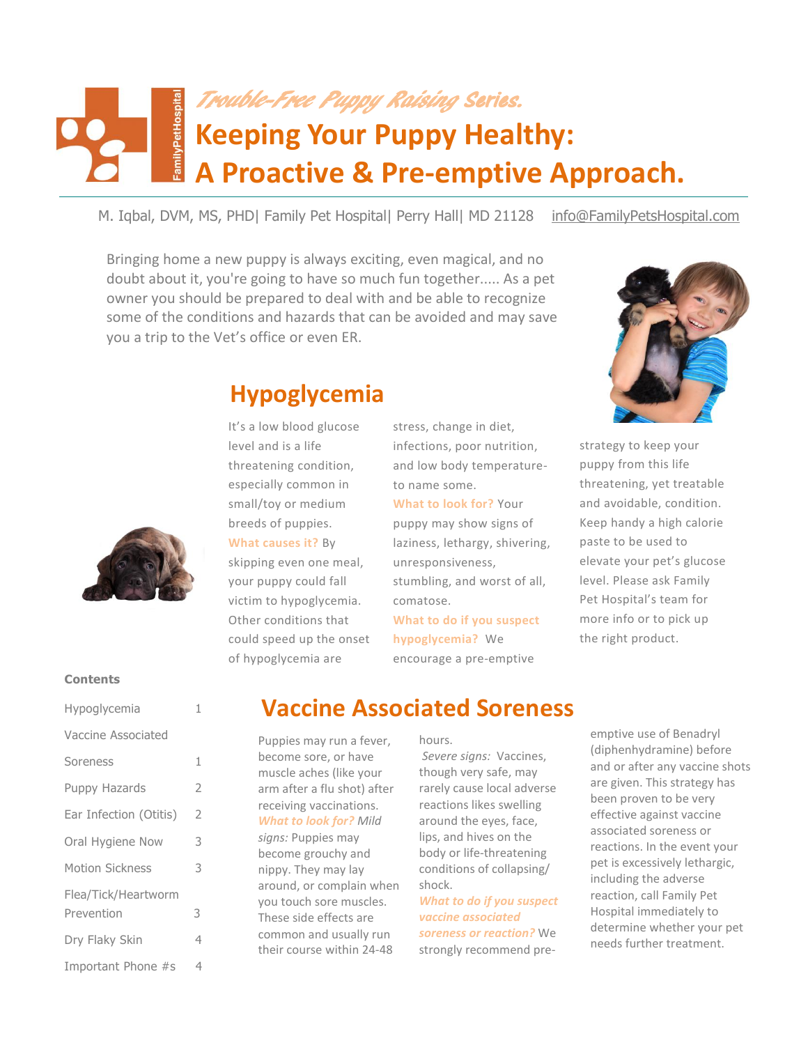*Trouble-Free Puppy Raising Series.*

# Keeping Your Puppy Healthy: A Proactive & Pre-emptive Approach.

M. Iqbal, DVM, MS, PHD| Family Pet Hospital| Perry Hall| MD 21128 info@FamilyPetsHospital.com

Bringing home a new puppy is always exciting, even magical, and no doubt about it, you're going to have so much fun together..... As a pet owner you should be prepared to deal with and be able to recognize some of the conditions and hazards that can be avoided and may save you a trip to the Vet's office or even ER.

## Hypoglycemia

It's a low blood glucose level and is a life threatening condition, especially common in small/toy or medium breeds of puppies. **What causes it?** By skipping even one meal, your puppy could fall victim to hypoglycemia. Other conditions that could speed up the onset of hypoglycemia are stress, change in diet, infections, poor nutrition, and low body temperature-to name some. **What to look for?** Your puppy may show signs of laziness, lethargy, shivering, unresponsiveness, stumbling, and worst of all, comatose. **What to do if you suspect hypoglycemia?** We encourage a pre-emptive strategy to keep your puppy from this life threatening, yet treatable and avoidable, condition. Keep handy a high calorie paste to be used to elevate your pet's glucose level. Please ask Family Pet Hospital's team for more info or to pick up the right product.

**Contents**

| | |
|---|---|
| Hypoglycemia | 1 |
| Vaccine Associated Soreness | 1 |
| Puppy Hazards | 2 |
| Ear Infection (Otitis) | 2 |
| Oral Hygiene Now | 3 |
| Motion Sickness | 3 |
| Flea/Tick/Heartworm Prevention | 3 |
| Dry Flaky Skin | 4 |
| Important Phone #s | 4 |

## Vaccine Associated Soreness

Puppies may run a fever, become sore, or have muscle aches (like your arm after a flu shot) after receiving vaccinations. ***What to look for?*** *Mild signs:* Puppies may become grouchy and nippy. They may lay around, or complain when you touch sore muscles. These side effects are common and usually run their course within 24-48 hours.

*Severe signs:* Vaccines, though very safe, may rarely cause local adverse reactions likes swelling around the eyes, face, lips, and hives on the body or life-threatening conditions of collapsing/ shock.

***What to do if you suspect vaccine associated soreness or reaction?*** We strongly recommend pre-emptive use of Benadryl (diphenhydramine) before and or after any vaccine shots are given. This strategy has been proven to be very effective against vaccine associated soreness or reactions. In the event your pet is excessively lethargic, including the adverse reaction, call Family Pet Hospital immediately to determine whether your pet needs further treatment.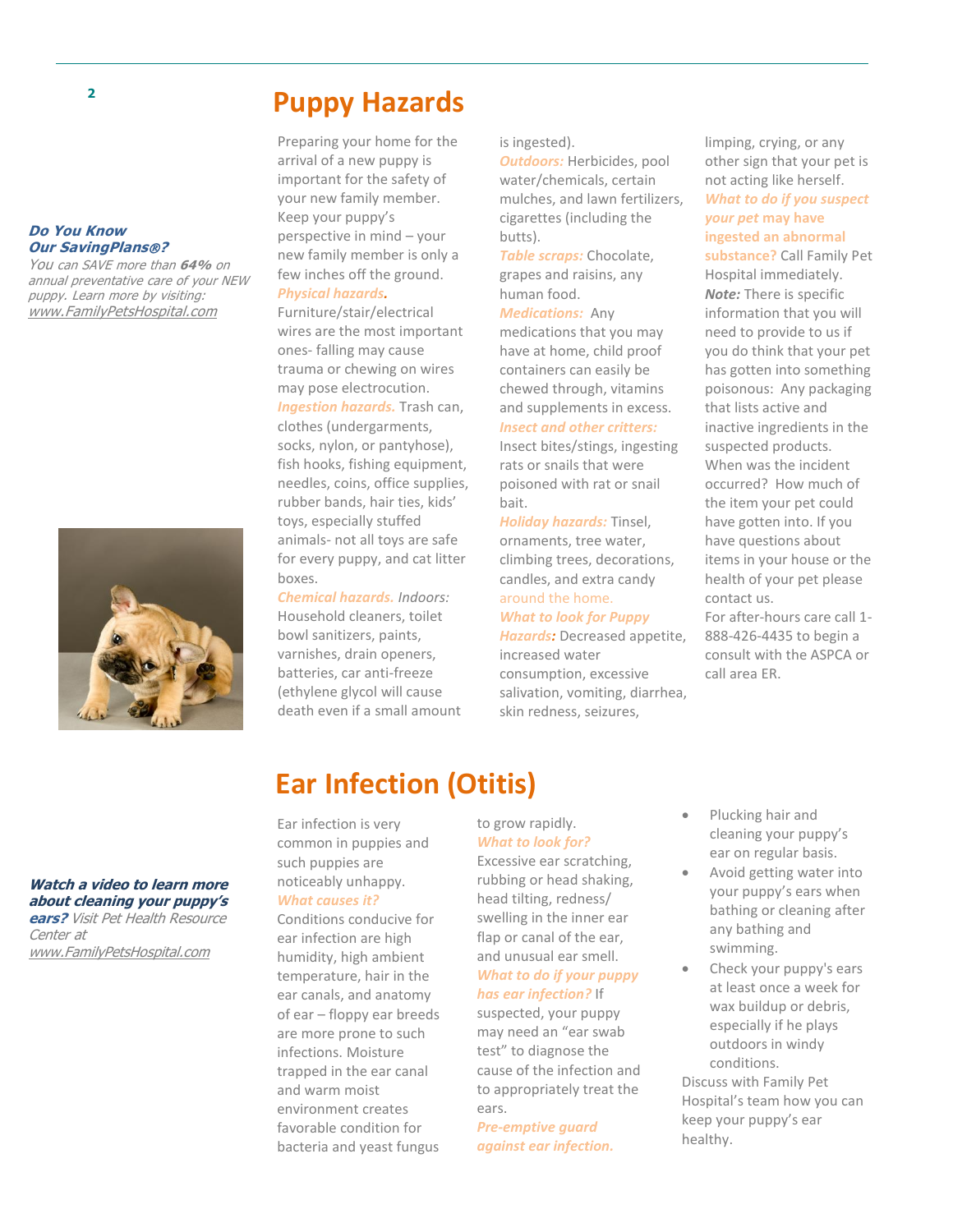***Do You Know Our SavingPlans®?***
*You can SAVE more than **64%** on annual preventative care of your NEW puppy. Learn more by visiting:* *www.FamilyPetsHospital.com*

# Puppy Hazards

Preparing your home for the arrival of a new puppy is important for the safety of your new family member. Keep your puppy's perspective in mind – your new family member is only a few inches off the ground.

***Physical hazards.*** Furniture/stair/electrical wires are the most important ones- falling may cause trauma or chewing on wires may pose electrocution.

*Ingestion hazards.* Trash can, clothes (undergarments, socks, nylon, or pantyhose), fish hooks, fishing equipment, needles, coins, office supplies, rubber bands, hair ties, kids' toys, especially stuffed animals- not all toys are safe for every puppy, and cat litter boxes.

*Chemical hazards. Indoors:* Household cleaners, toilet bowl sanitizers, paints, varnishes, drain openers, batteries, car anti-freeze (ethylene glycol will cause death even if a small amount is ingested).

*Outdoors:* Herbicides, pool water/chemicals, certain mulches, and lawn fertilizers, cigarettes (including the butts).

*Table scraps:* Chocolate, grapes and raisins, any human food.

*Medications:* Any medications that you may have at home, child proof containers can easily be chewed through, vitamins and supplements in excess.

*Insect and other critters:* Insect bites/stings, ingesting rats or snails that were poisoned with rat or snail bait.

*Holiday hazards:* Tinsel, ornaments, tree water, climbing trees, decorations, candles, and extra candy around the home.

*What to look for Puppy Hazards:* Decreased appetite, increased water consumption, excessive salivation, vomiting, diarrhea, skin redness, seizures, limping, crying, or any other sign that your pet is not acting like herself.

*What to do if you suspect your pet may have ingested an abnormal substance?* Call Family Pet Hospital immediately.

***Note:*** There is specific information that you will need to provide to us if you do think that your pet has gotten into something poisonous: Any packaging that lists active and inactive ingredients in the suspected products. When was the incident occurred? How much of the item your pet could have gotten into. If you have questions about items in your house or the health of your pet please contact us.

For after-hours care call 1-888-426-4435 to begin a consult with the ASPCA or call area ER.

***Watch a video to learn more about cleaning your puppy's ears?*** *Visit Pet Health Resource Center at* *www.FamilyPetsHospital.com*

# Ear Infection (Otitis)

Ear infection is very common in puppies and such puppies are noticeably unhappy.

*What causes it?*
Conditions conducive for ear infection are high humidity, high ambient temperature, hair in the ear canals, and anatomy of ear – floppy ear breeds are more prone to such infections. Moisture trapped in the ear canal and warm moist environment creates favorable condition for bacteria and yeast fungus to grow rapidly.

*What to look for?*
Excessive ear scratching, rubbing or head shaking, head tilting, redness/ swelling in the inner ear flap or canal of the ear, and unusual ear smell.

*What to do if your puppy has ear infection?* If suspected, your puppy may need an "ear swab test" to diagnose the cause of the infection and to appropriately treat the ears.

*Pre-emptive guard against ear infection.*

- Plucking hair and cleaning your puppy's ear on regular basis.
- Avoid getting water into your puppy's ears when bathing or cleaning after any bathing and swimming.
- Check your puppy's ears at least once a week for wax buildup or debris, especially if he plays outdoors in windy conditions.

Discuss with Family Pet Hospital's team how you can keep your puppy's ear healthy.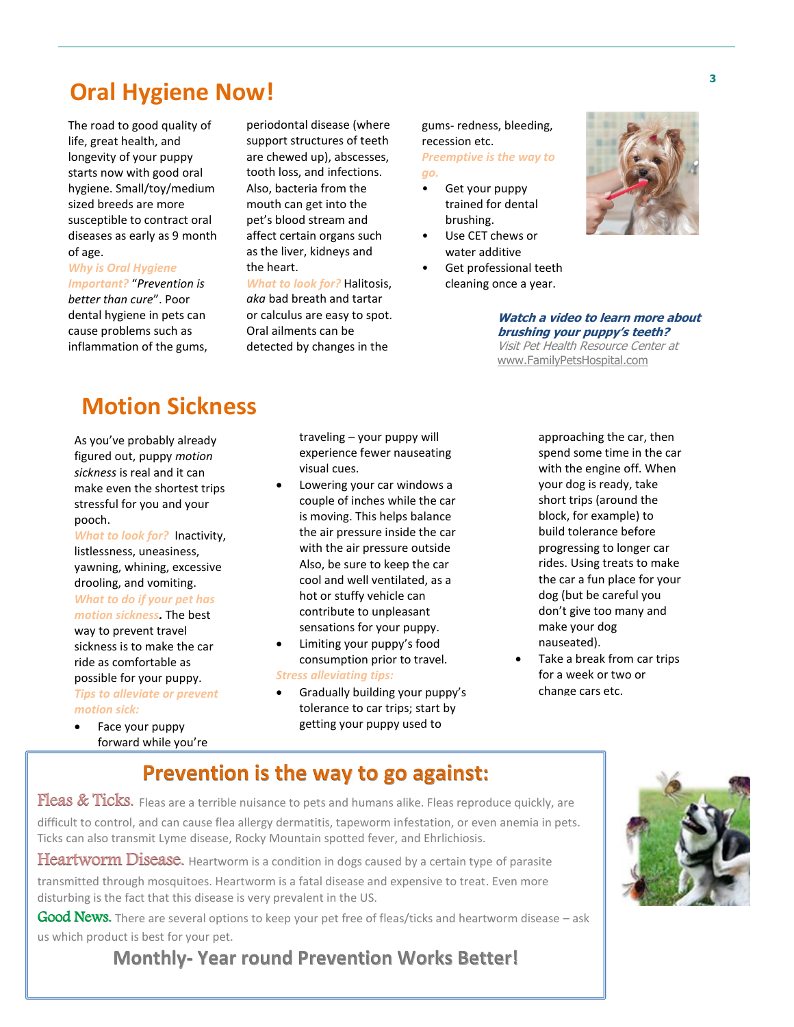# Oral Hygiene Now!

The road to good quality of life, great health, and longevity of your puppy starts now with good oral hygiene. Small/toy/medium sized breeds are more susceptible to contract oral diseases as early as 9 month of age.

*Why is Oral Hygiene Important?* "*Prevention is better than cure*". Poor dental hygiene in pets can cause problems such as inflammation of the gums, periodontal disease (where support structures of teeth are chewed up), abscesses, tooth loss, and infections. Also, bacteria from the mouth can get into the pet's blood stream and affect certain organs such as the liver, kidneys and the heart.

*What to look for?* Halitosis, *aka* bad breath and tartar or calculus are easy to spot. Oral ailments can be detected by changes in the gums- redness, bleeding, recession etc.

*Preemptive is the way to go.*

- Get your puppy trained for dental brushing.
- Use CET chews or water additive
- Get professional teeth cleaning once a year.

***Watch a video to learn more about brushing your puppy's teeth?***
*Visit Pet Health Resource Center at* www.FamilyPetsHospital.com

# Motion Sickness

As you've probably already figured out, puppy *motion sickness* is real and it can make even the shortest trips stressful for you and your pooch.

*What to look for?* Inactivity, listlessness, uneasiness, yawning, whining, excessive drooling, and vomiting.

***What to do if your pet has motion sickness.*** The best way to prevent travel sickness is to make the car ride as comfortable as possible for your puppy.

*Tips to alleviate or prevent motion sick:*

- Face your puppy forward while you're traveling – your puppy will experience fewer nauseating visual cues.
- Lowering your car windows a couple of inches while the car is moving. This helps balance the air pressure inside the car with the air pressure outside Also, be sure to keep the car cool and well ventilated, as a hot or stuffy vehicle can contribute to unpleasant sensations for your puppy.
- Limiting your puppy's food consumption prior to travel.

*Stress alleviating tips:*

- Gradually building your puppy's tolerance to car trips; start by getting your puppy used to approaching the car, then spend some time in the car with the engine off. When your dog is ready, take short trips (around the block, for example) to build tolerance before progressing to longer car rides. Using treats to make the car a fun place for your dog (but be careful you don't give too many and make your dog nauseated).
- Take a break from car trips for a week or two or change cars etc.

## Prevention is the way to go against:

**Fleas & Ticks.** Fleas are a terrible nuisance to pets and humans alike. Fleas reproduce quickly, are difficult to control, and can cause flea allergy dermatitis, tapeworm infestation, or even anemia in pets. Ticks can also transmit Lyme disease, Rocky Mountain spotted fever, and Ehrlichiosis.

**Heartworm Disease.** Heartworm is a condition in dogs caused by a certain type of parasite transmitted through mosquitoes. Heartworm is a fatal disease and expensive to treat. Even more disturbing is the fact that this disease is very prevalent in the US.

**Good News.** There are several options to keep your pet free of fleas/ticks and heartworm disease – ask us which product is best for your pet.

**Monthly- Year round Prevention Works Better!**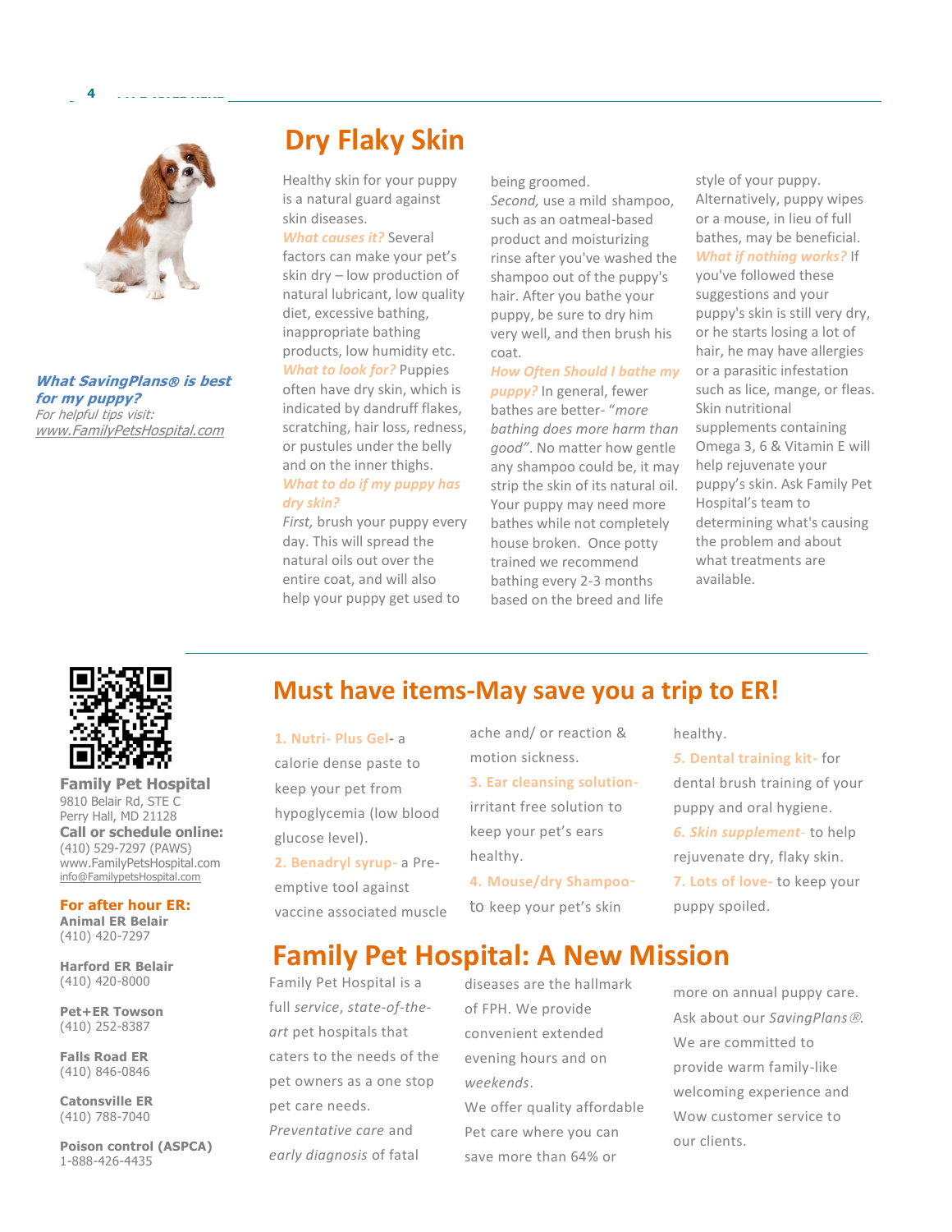# Dry Flaky Skin

Healthy skin for your puppy is a natural guard against skin diseases.

*What causes it?* Several factors can make your pet's skin dry – low production of natural lubricant, low quality diet, excessive bathing, inappropriate bathing products, low humidity etc.

*What to look for?* Puppies often have dry skin, which is indicated by dandruff flakes, scratching, hair loss, redness, or pustules under the belly and on the inner thighs.

*What to do if my puppy has dry skin?*

*First,* brush your puppy every day. This will spread the natural oils out over the entire coat, and will also help your puppy get used to being groomed.

*Second,* use a mild shampoo, such as an oatmeal-based product and moisturizing rinse after you've washed the shampoo out of the puppy's hair. After you bathe your puppy, be sure to dry him very well, and then brush his coat.

*How Often Should I bathe my puppy?* In general, fewer bathes are better- *"more bathing does more harm than good"*. No matter how gentle any shampoo could be, it may strip the skin of its natural oil. Your puppy may need more bathes while not completely house broken. Once potty trained we recommend bathing every 2-3 months based on the breed and life style of your puppy. Alternatively, puppy wipes or a mouse, in lieu of full bathes, may be beneficial.

*What if nothing works?* If you've followed these suggestions and your puppy's skin is still very dry, or he starts losing a lot of hair, he may have allergies or a parasitic infestation such as lice, mange, or fleas. Skin nutritional supplements containing Omega 3, 6 & Vitamin E will help rejuvenate your puppy's skin. Ask Family Pet Hospital's team to determining what's causing the problem and about what treatments are available.

***What SavingPlans® is best for my puppy?***
*For helpful tips visit:*
*www.FamilyPetsHospital.com*

# Must have items-May save you a trip to ER!

**1. Nutri- Plus Gel-** a calorie dense paste to keep your pet from hypoglycemia (low blood glucose level).

**2. Benadryl syrup-** a Pre-emptive tool against vaccine associated muscle ache and/ or reaction & motion sickness.

**3. Ear cleansing solution-** irritant free solution to keep your pet's ears healthy.

**4. Mouse/dry Shampoo-** to keep your pet's skin healthy.

**5. Dental training kit-** for dental brush training of your puppy and oral hygiene.

***6. Skin supplement-*** to help rejuvenate dry, flaky skin.

**7. Lots of love-** to keep your puppy spoiled.

# Family Pet Hospital: A New Mission

Family Pet Hospital is a full *service*, *state-of-the-art* pet hospitals that caters to the needs of the pet owners as a one stop pet care needs. *Preventative care* and *early diagnosis* of fatal diseases are the hallmark of FPH. We provide convenient extended evening hours and on *weekends*.

We offer quality affordable Pet care where you can save more than 64% or more on annual puppy care. Ask about our *SavingPlans®*. We are committed to provide warm family-like welcoming experience and Wow customer service to our clients.

**Family Pet Hospital**
9810 Belair Rd, STE C
Perry Hall, MD 21128
**Call or schedule online:**
(410) 529-7297 (PAWS)
www.FamilyPetsHospital.com
info@FamilypetsHospital.com

**For after hour ER:**

**Animal ER Belair**
(410) 420-7297

**Harford ER Belair**
(410) 420-8000

**Pet+ER Towson**
(410) 252-8387

**Falls Road ER**
(410) 846-0846

**Catonsville ER**
(410) 788-7040

**Poison control (ASPCA)**
1-888-426-4435